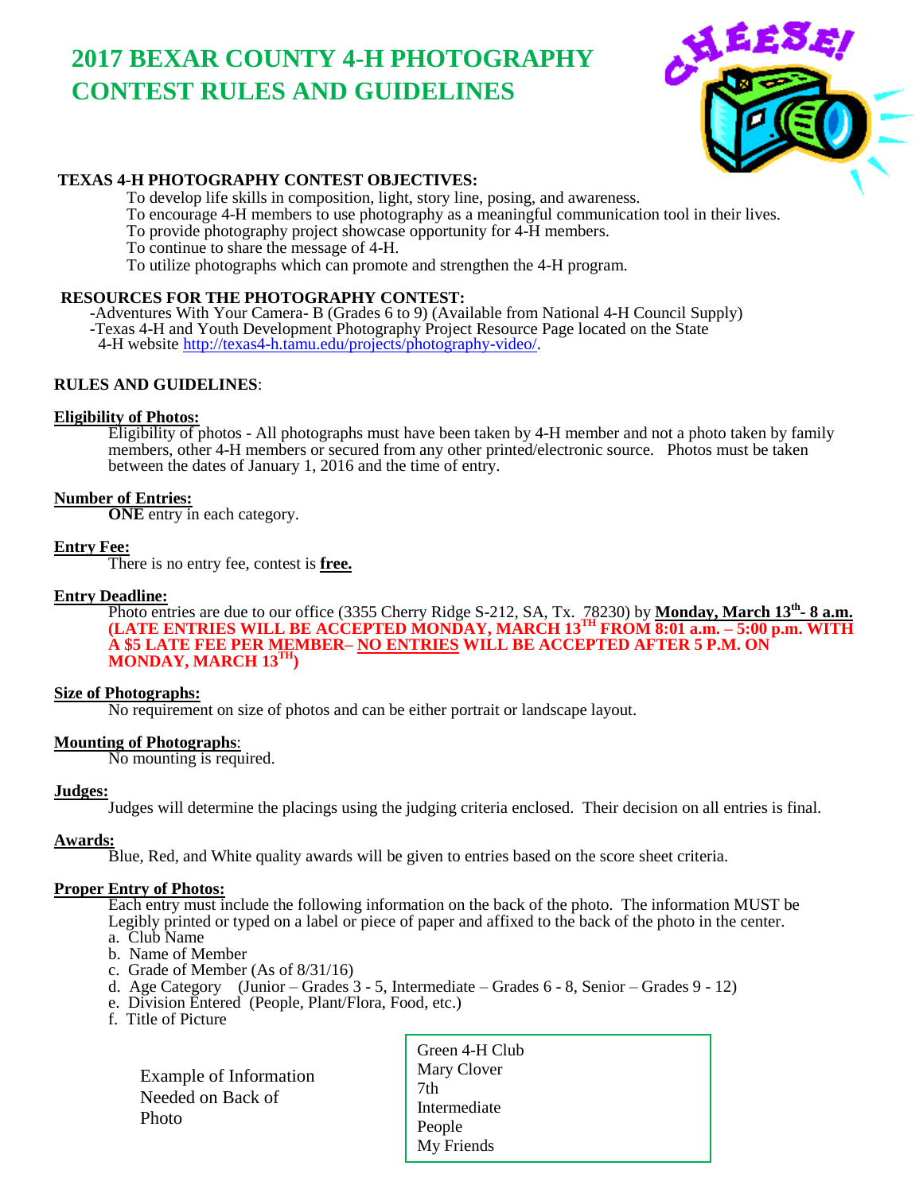# 2017 BEXAR COUNTY 4-H PHOTOGRAPHY CONTEST RULES AND GUIDELINES

**TEXAS 4-H PHOTOGRAPHY CONTEST OBJECTIVES:**

To develop life skills in composition, light, story line, posing, and awareness.
To encourage 4-H members to use photography as a meaningful communication tool in their lives.
To provide photography project showcase opportunity for 4-H members.
To continue to share the message of 4-H.
To utilize photographs which can promote and strengthen the 4-H program.

**RESOURCES FOR THE PHOTOGRAPHY CONTEST:**

-Adventures With Your Camera- B (Grades 6 to 9) (Available from National 4-H Council Supply)
-Texas 4-H and Youth Development Photography Project Resource Page located on the State 4-H website http://texas4-h.tamu.edu/projects/photography-video/.

**RULES AND GUIDELINES**:

**Eligibility of Photos:**

Eligibility of photos - All photographs must have been taken by 4-H member and not a photo taken by family members, other 4-H members or secured from any other printed/electronic source. Photos must be taken between the dates of January 1, 2016 and the time of entry.

**Number of Entries:**

**ONE** entry in each category.

**Entry Fee:**

There is no entry fee, contest is **free.**

**Entry Deadline:**

Photo entries are due to our office (3355 Cherry Ridge S-212, SA, Tx. 78230) by **Monday, March 13th- 8 a.m.** **(LATE ENTRIES WILL BE ACCEPTED MONDAY, MARCH 13TH FROM 8:01 a.m. – 5:00 p.m. WITH A $5 LATE FEE PER MEMBER– NO ENTRIES WILL BE ACCEPTED AFTER 5 P.M. ON MONDAY, MARCH 13TH)**

**Size of Photographs:**

No requirement on size of photos and can be either portrait or landscape layout.

**Mounting of Photographs**:

No mounting is required.

**Judges:**

Judges will determine the placings using the judging criteria enclosed. Their decision on all entries is final.

**Awards:**

Blue, Red, and White quality awards will be given to entries based on the score sheet criteria.

**Proper Entry of Photos:**

Each entry must include the following information on the back of the photo. The information MUST be Legibly printed or typed on a label or piece of paper and affixed to the back of the photo in the center.

a. Club Name
b. Name of Member
c. Grade of Member (As of 8/31/16)
d. Age Category (Junior – Grades 3 - 5, Intermediate – Grades 6 - 8, Senior – Grades 9 - 12)
e. Division Entered (People, Plant/Flora, Food, etc.)
f. Title of Picture

Example of Information Needed on Back of Photo

Green 4-H Club
Mary Clover
7th
Intermediate
People
My Friends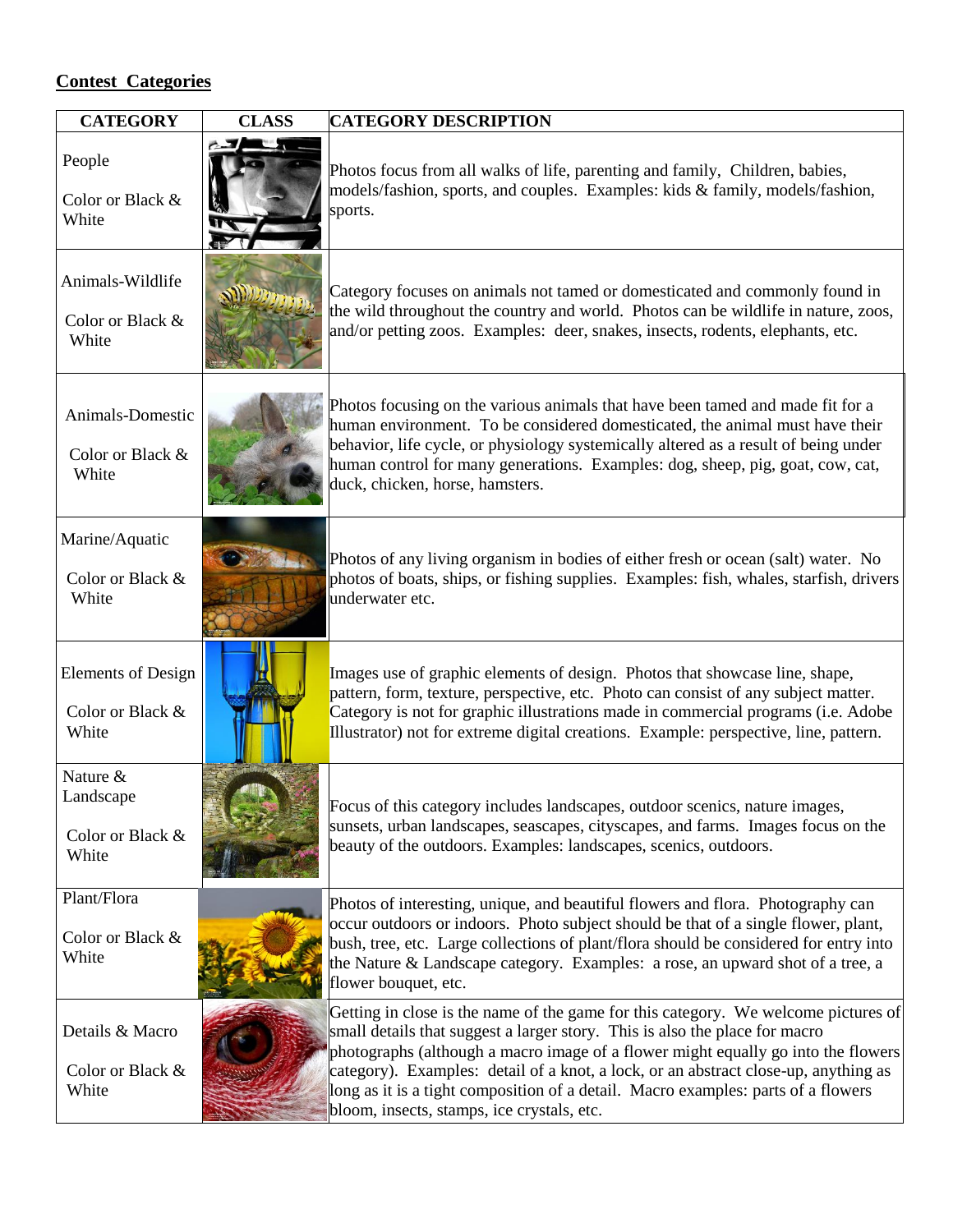**Contest Categories**

| CATEGORY | CLASS | CATEGORY DESCRIPTION |
| --- | --- | --- |
| People<br><br>Color or Black & White | | Photos focus from all walks of life, parenting and family, Children, babies, models/fashion, sports, and couples. Examples: kids & family, models/fashion, sports. |
| Animals-Wildlife<br><br>Color or Black & White | | Category focuses on animals not tamed or domesticated and commonly found in the wild throughout the country and world. Photos can be wildlife in nature, zoos, and/or petting zoos. Examples: deer, snakes, insects, rodents, elephants, etc. |
| Animals-Domestic<br><br>Color or Black & White | | Photos focusing on the various animals that have been tamed and made fit for a human environment. To be considered domesticated, the animal must have their behavior, life cycle, or physiology systemically altered as a result of being under human control for many generations. Examples: dog, sheep, pig, goat, cow, cat, duck, chicken, horse, hamsters. |
| Marine/Aquatic<br><br>Color or Black & White | | Photos of any living organism in bodies of either fresh or ocean (salt) water. No photos of boats, ships, or fishing supplies. Examples: fish, whales, starfish, drivers underwater etc. |
| Elements of Design<br><br>Color or Black & White | | Images use of graphic elements of design. Photos that showcase line, shape, pattern, form, texture, perspective, etc. Photo can consist of any subject matter. Category is not for graphic illustrations made in commercial programs (i.e. Adobe Illustrator) not for extreme digital creations. Example: perspective, line, pattern. |
| Nature & Landscape<br><br>Color or Black & White | | Focus of this category includes landscapes, outdoor scenics, nature images, sunsets, urban landscapes, seascapes, cityscapes, and farms. Images focus on the beauty of the outdoors. Examples: landscapes, scenics, outdoors. |
| Plant/Flora<br><br>Color or Black & White | | Photos of interesting, unique, and beautiful flowers and flora. Photography can occur outdoors or indoors. Photo subject should be that of a single flower, plant, bush, tree, etc. Large collections of plant/flora should be considered for entry into the Nature & Landscape category. Examples: a rose, an upward shot of a tree, a flower bouquet, etc. |
| Details & Macro<br><br>Color or Black & White | | Getting in close is the name of the game for this category. We welcome pictures of small details that suggest a larger story. This is also the place for macro photographs (although a macro image of a flower might equally go into the flowers category). Examples: detail of a knot, a lock, or an abstract close-up, anything as long as it is a tight composition of a detail. Macro examples: parts of a flowers bloom, insects, stamps, ice crystals, etc. |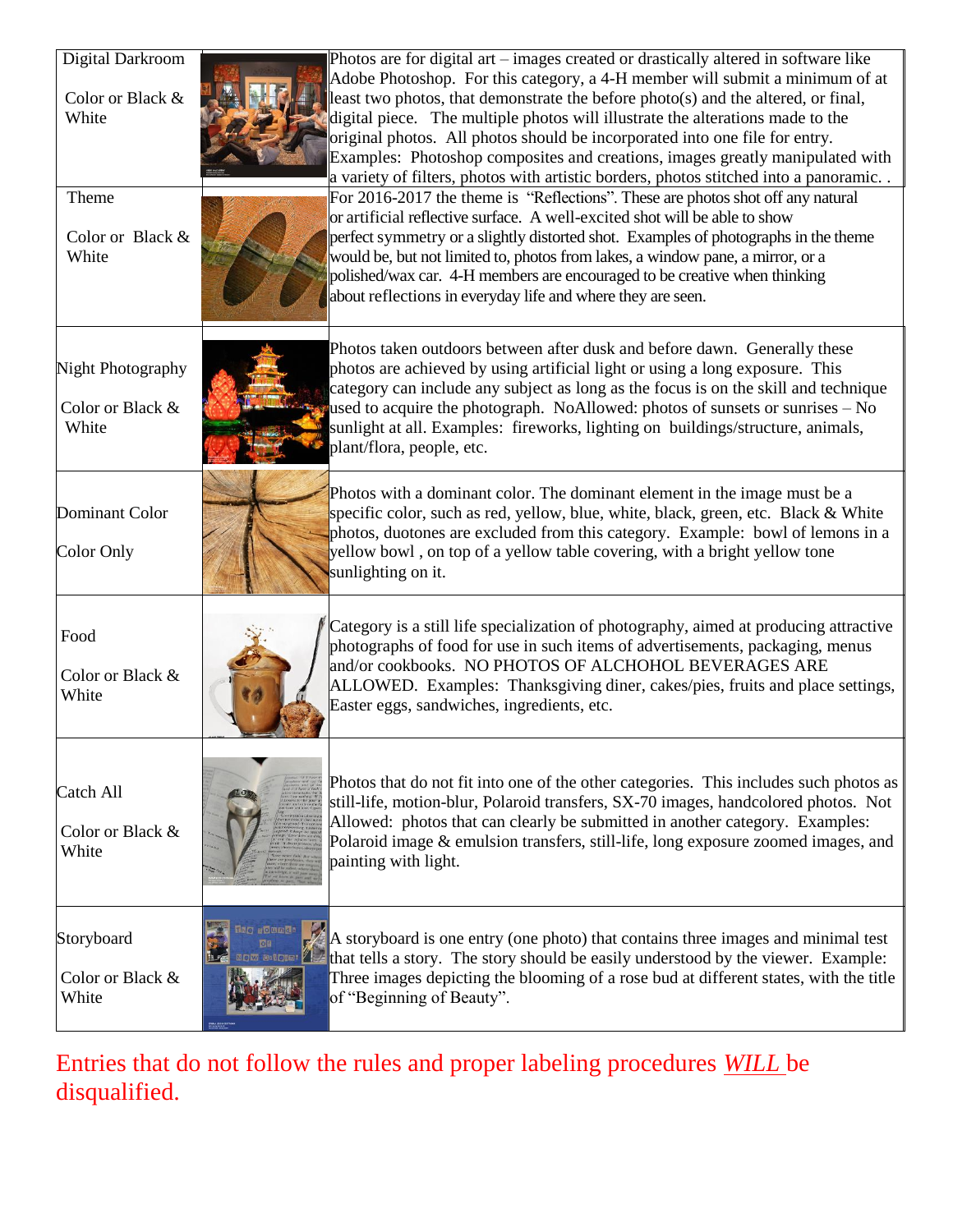| Category | | Description |
|---|---|---|
| Digital Darkroom<br><br>Color or Black & White | | Photos are for digital art – images created or drastically altered in software like Adobe Photoshop. For this category, a 4-H member will submit a minimum of at least two photos, that demonstrate the before photo(s) and the altered, or final, digital piece. The multiple photos will illustrate the alterations made to the original photos. All photos should be incorporated into one file for entry. Examples: Photoshop composites and creations, images greatly manipulated with a variety of filters, photos with artistic borders, photos stitched into a panoramic. . |
| Theme<br><br>Color or Black & White | | For 2016-2017 the theme is "Reflections". These are photos shot off any natural or artificial reflective surface. A well-excited shot will be able to show perfect symmetry or a slightly distorted shot. Examples of photographs in the theme would be, but not limited to, photos from lakes, a window pane, a mirror, or a polished/wax car. 4-H members are encouraged to be creative when thinking about reflections in everyday life and where they are seen. |
| Night Photography<br><br>Color or Black & White | | Photos taken outdoors between after dusk and before dawn. Generally these photos are achieved by using artificial light or using a long exposure. This category can include any subject as long as the focus is on the skill and technique used to acquire the photograph. NoAllowed: photos of sunsets or sunrises – No sunlight at all. Examples: fireworks, lighting on buildings/structure, animals, plant/flora, people, etc. |
| Dominant Color<br><br>Color Only | | Photos with a dominant color. The dominant element in the image must be a specific color, such as red, yellow, blue, white, black, green, etc. Black & White photos, duotones are excluded from this category. Example: bowl of lemons in a yellow bowl , on top of a yellow table covering, with a bright yellow tone sunlighting on it. |
| Food<br><br>Color or Black & White | | Category is a still life specialization of photography, aimed at producing attractive photographs of food for use in such items of advertisements, packaging, menus and/or cookbooks. NO PHOTOS OF ALCHOHOL BEVERAGES ARE ALLOWED. Examples: Thanksgiving diner, cakes/pies, fruits and place settings, Easter eggs, sandwiches, ingredients, etc. |
| Catch All<br><br>Color or Black & White | | Photos that do not fit into one of the other categories. This includes such photos as still-life, motion-blur, Polaroid transfers, SX-70 images, handcolored photos. Not Allowed: photos that can clearly be submitted in another category. Examples: Polaroid image & emulsion transfers, still-life, long exposure zoomed images, and painting with light. |
| Storyboard<br><br>Color or Black & White | | A storyboard is one entry (one photo) that contains three images and minimal test that tells a story. The story should be easily understood by the viewer. Example: Three images depicting the blooming of a rose bud at different states, with the title of "Beginning of Beauty". |

Entries that do not follow the rules and proper labeling procedures ***WILL*** be disqualified.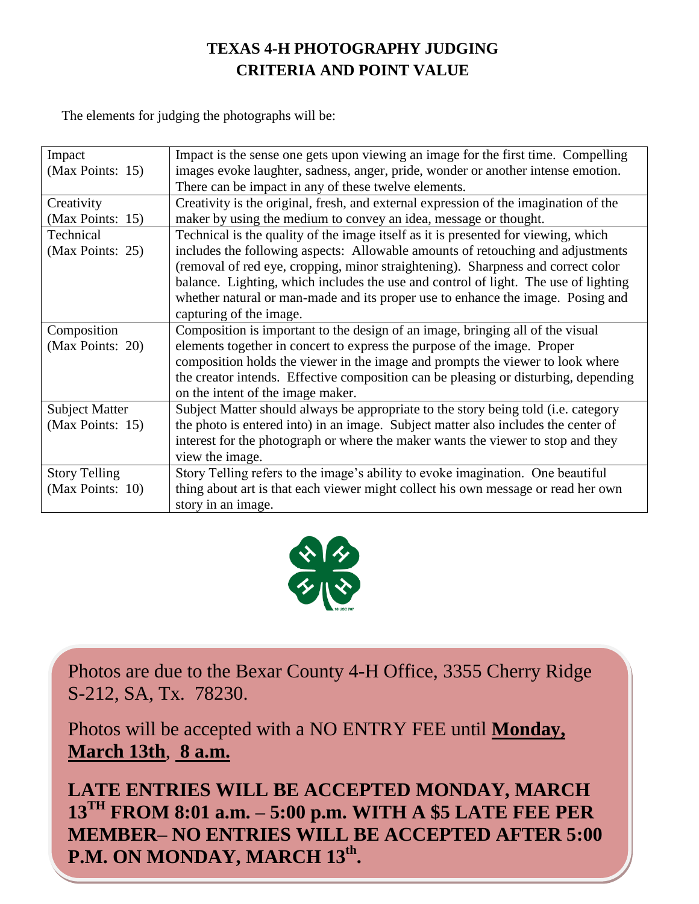# TEXAS 4-H PHOTOGRAPHY JUDGING CRITERIA AND POINT VALUE

The elements for judging the photographs will be:

| | |
|---|---|
| Impact (Max Points: 15) | Impact is the sense one gets upon viewing an image for the first time. Compelling images evoke laughter, sadness, anger, pride, wonder or another intense emotion. There can be impact in any of these twelve elements. |
| Creativity (Max Points: 15) | Creativity is the original, fresh, and external expression of the imagination of the maker by using the medium to convey an idea, message or thought. |
| Technical (Max Points: 25) | Technical is the quality of the image itself as it is presented for viewing, which includes the following aspects: Allowable amounts of retouching and adjustments (removal of red eye, cropping, minor straightening). Sharpness and correct color balance. Lighting, which includes the use and control of light. The use of lighting whether natural or man-made and its proper use to enhance the image. Posing and capturing of the image. |
| Composition (Max Points: 20) | Composition is important to the design of an image, bringing all of the visual elements together in concert to express the purpose of the image. Proper composition holds the viewer in the image and prompts the viewer to look where the creator intends. Effective composition can be pleasing or disturbing, depending on the intent of the image maker. |
| Subject Matter (Max Points: 15) | Subject Matter should always be appropriate to the story being told (i.e. category the photo is entered into) in an image. Subject matter also includes the center of interest for the photograph or where the maker wants the viewer to stop and they view the image. |
| Story Telling (Max Points: 10) | Story Telling refers to the image's ability to evoke imagination. One beautiful thing about art is that each viewer might collect his own message or read her own story in an image. |

Photos are due to the Bexar County 4-H Office, 3355 Cherry Ridge S-212, SA, Tx. 78230.

Photos will be accepted with a NO ENTRY FEE until **Monday, March 13th**, **8 a.m.**

**LATE ENTRIES WILL BE ACCEPTED MONDAY, MARCH 13TH FROM 8:01 a.m. – 5:00 p.m. WITH A $5 LATE FEE PER MEMBER– NO ENTRIES WILL BE ACCEPTED AFTER 5:00 P.M. ON MONDAY, MARCH 13th.**